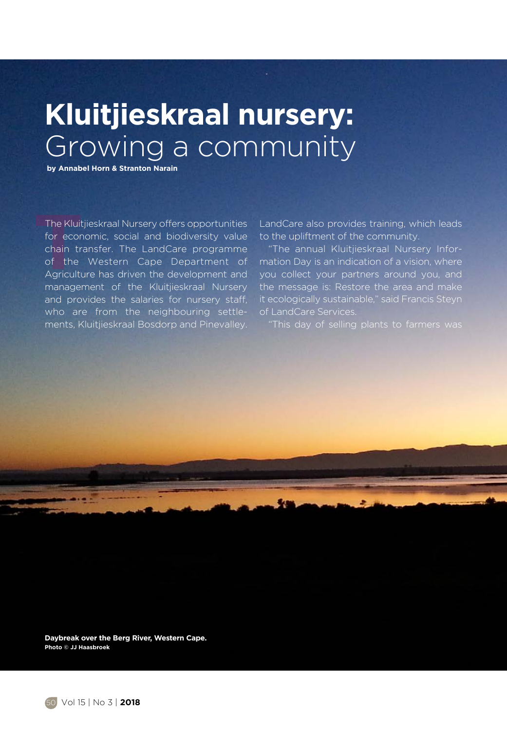# Kluitjieskraal nursery: Growing a community

**by Annabel Horn & Stranton Narain**

The Kluitjieskraal Nursery offers opportunities for economic, social and biodiversity value chain transfer. The LandCare programme of the Western Cape Department of Agriculture has driven the development and management of the Kluitjieskraal Nursery and provides the salaries for nursery staff, who are from the neighbouring settlements, Kluitjieskraal Bosdorp and Pinevalley. LandCare also provides training, which leads to the upliftment of the community.

"The annual Kluitjieskraal Nursery Information Day is an indication of a vision, where you collect your partners around you, and the message is: Restore the area and make it ecologically sustainable," said Francis Steyn of LandCare Services.

"This day of selling plants to farmers was

**Daybreak over the Berg River, Western Cape.**
**Photo © JJ Haasbroek**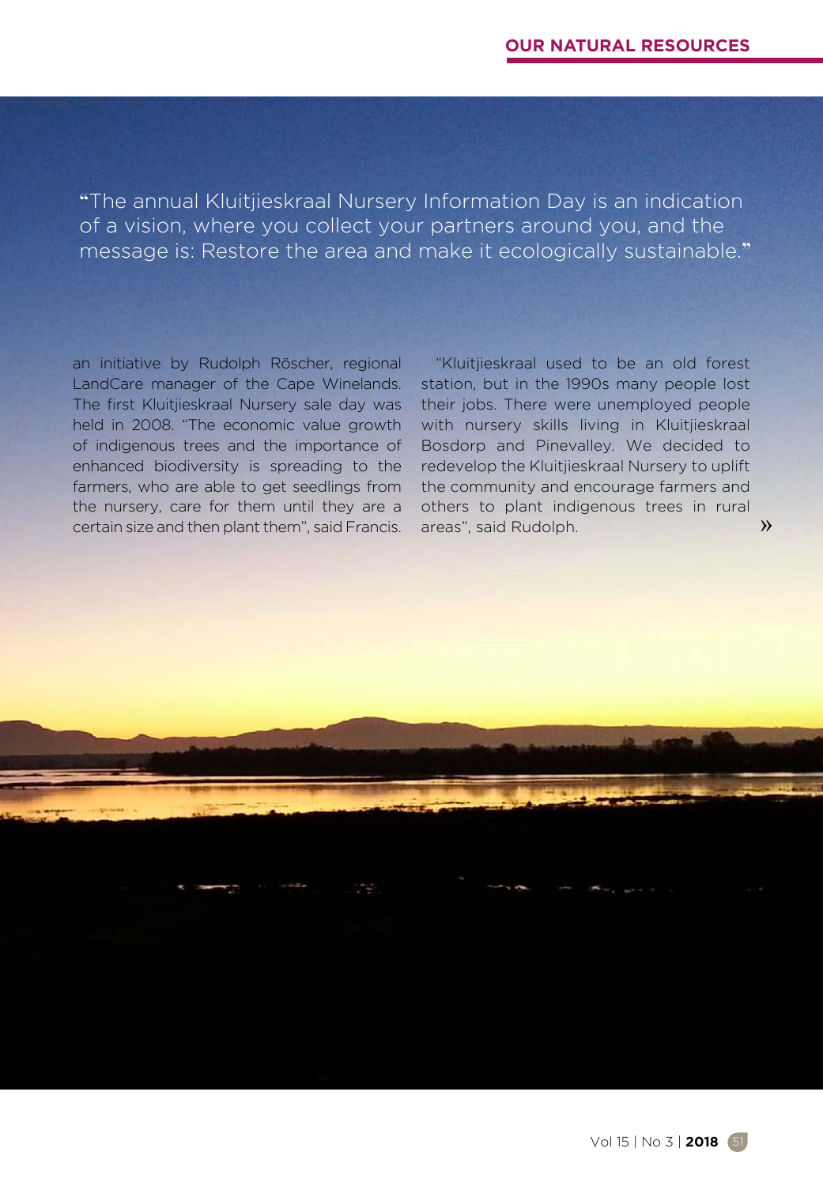"The annual Kluitjieskraal Nursery Information Day is an indication of a vision, where you collect your partners around you, and the message is: Restore the area and make it ecologically sustainable."

an initiative by Rudolph Röscher, regional LandCare manager of the Cape Winelands. The first Kluitjieskraal Nursery sale day was held in 2008. "The economic value growth of indigenous trees and the importance of enhanced biodiversity is spreading to the farmers, who are able to get seedlings from the nursery, care for them until they are a certain size and then plant them", said Francis.

"Kluitjieskraal used to be an old forest station, but in the 1990s many people lost their jobs. There were unemployed people with nursery skills living in Kluitjieskraal Bosdorp and Pinevalley. We decided to redevelop the Kluitjieskraal Nursery to uplift the community and encourage farmers and others to plant indigenous trees in rural areas", said Rudolph.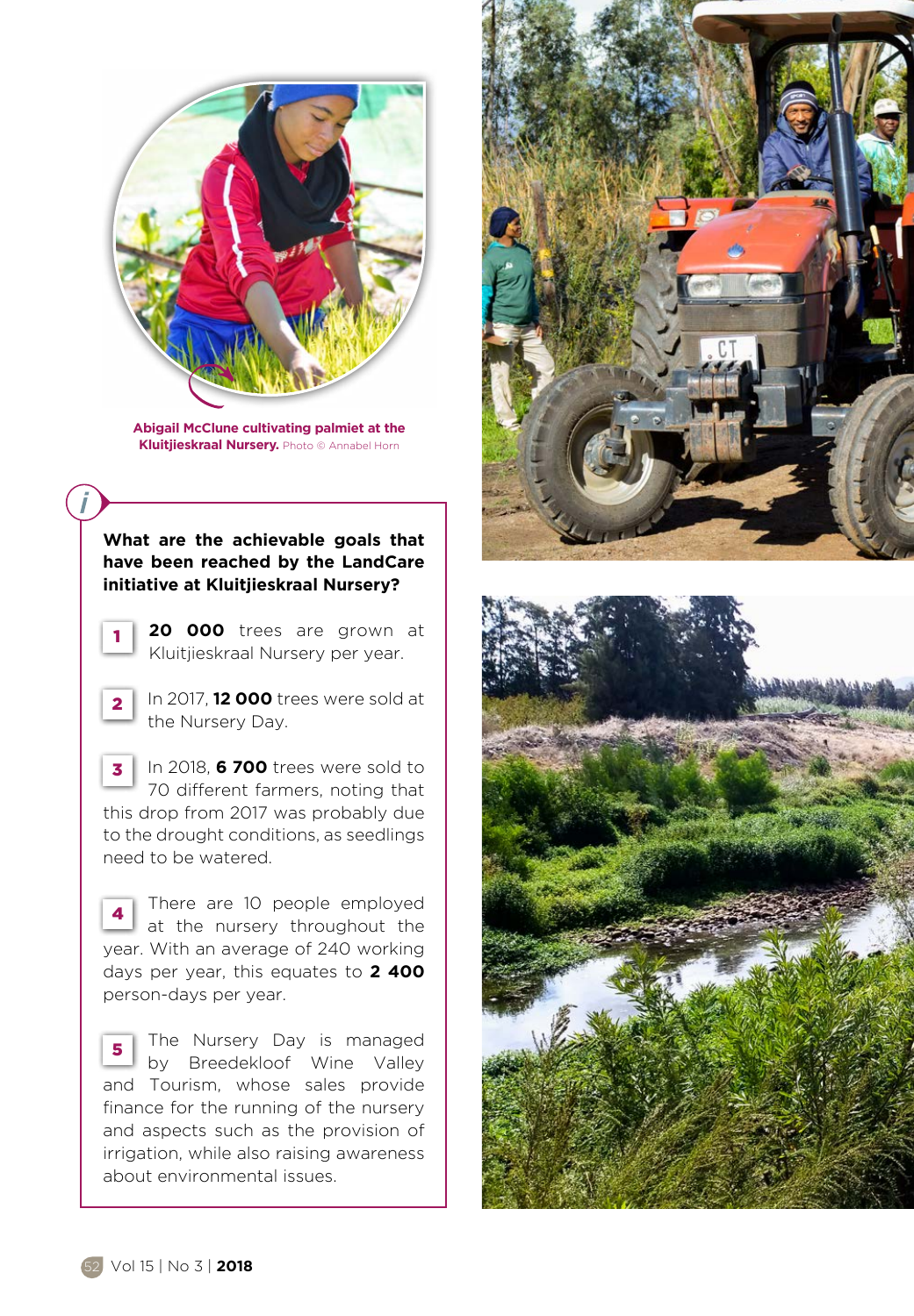**Abigail McClune cultivating palmiet at the Kluitjieskraal Nursery.** Photo © Annabel Horn

**What are the achievable goals that have been reached by the LandCare initiative at Kluitjieskraal Nursery?**

1. **20 000** trees are grown at Kluitjieskraal Nursery per year.

2. In 2017, **12 000** trees were sold at the Nursery Day.

3. In 2018, **6 700** trees were sold to 70 different farmers, noting that this drop from 2017 was probably due to the drought conditions, as seedlings need to be watered.

4. There are 10 people employed at the nursery throughout the year. With an average of 240 working days per year, this equates to **2 400** person-days per year.

5. The Nursery Day is managed by Breedekloof Wine Valley and Tourism, whose sales provide finance for the running of the nursery and aspects such as the provision of irrigation, while also raising awareness about environmental issues.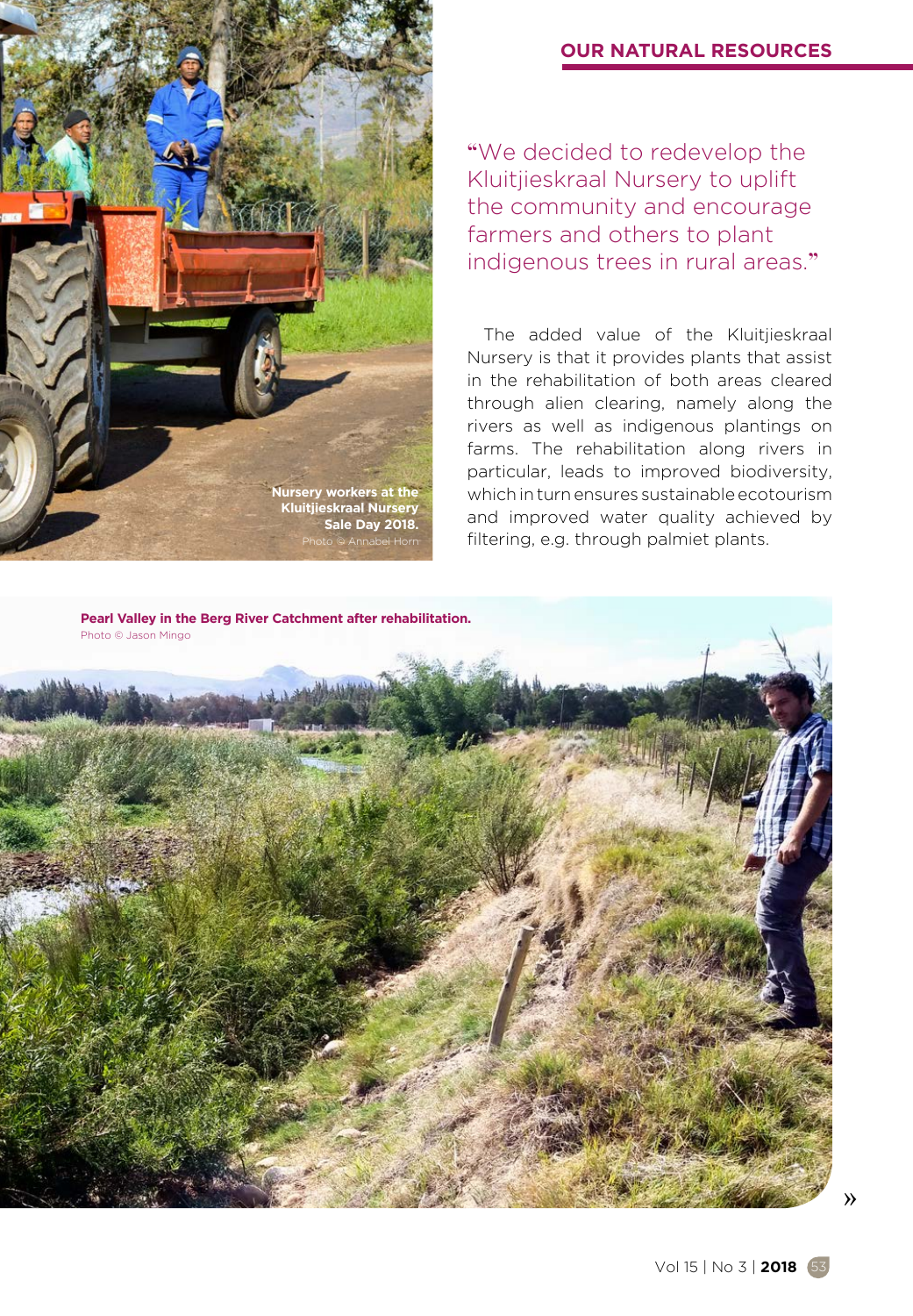Nursery workers at the Kluitjieskraal Nursery Sale Day 2018.
Photo © Annabel Horn

"We decided to redevelop the Kluitjieskraal Nursery to uplift the community and encourage farmers and others to plant indigenous trees in rural areas."

The added value of the Kluitjieskraal Nursery is that it provides plants that assist in the rehabilitation of both areas cleared through alien clearing, namely along the rivers as well as indigenous plantings on farms. The rehabilitation along rivers in particular, leads to improved biodiversity, which in turn ensures sustainable ecotourism and improved water quality achieved by filtering, e.g. through palmiet plants.

**Pearl Valley in the Berg River Catchment after rehabilitation.**
Photo © Jason Mingo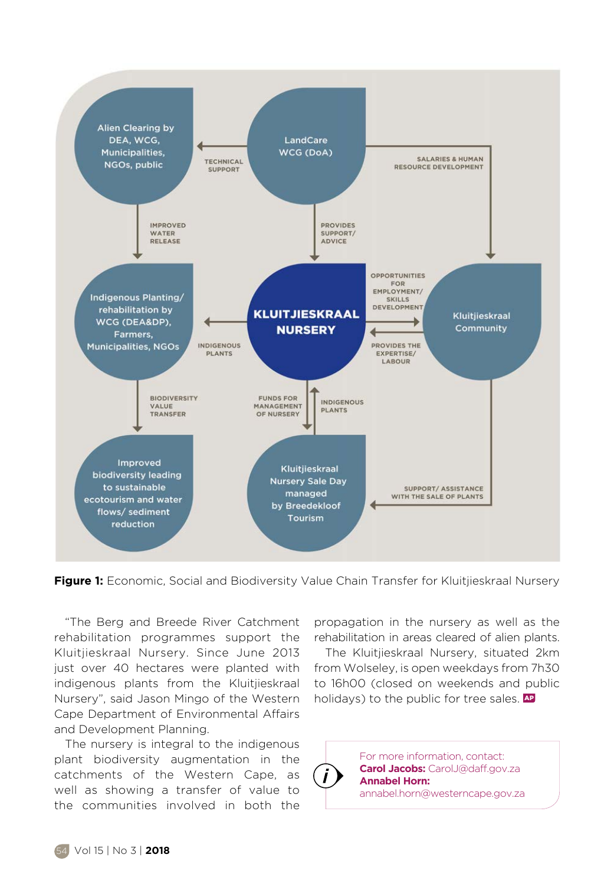Alien Clearing by DEA, WCG, Municipalities, NGOs, public

LandCare WCG (DoA)

TECHNICAL SUPPORT

SALARIES & HUMAN RESOURCE DEVELOPMENT

IMPROVED WATER RELEASE

PROVIDES SUPPORT/ ADVICE

Indigenous Planting/ rehabilitation by WCG (DEA&DP), Farmers, Municipalities, NGOs

KLUITJIESKRAAL NURSERY

OPPORTUNITIES FOR EMPLOYMENT/ SKILLS DEVELOPMENT

Kluitjieskraal Community

INDIGENOUS PLANTS

PROVIDES THE EXPERTISE/ LABOUR

BIODIVERSITY VALUE TRANSFER

FUNDS FOR MANAGEMENT OF NURSERY

INDIGENOUS PLANTS

Improved biodiversity leading to sustainable ecotourism and water flows/ sediment reduction

Kluitjieskraal Nursery Sale Day managed by Breedekloof Tourism

SUPPORT/ ASSISTANCE WITH THE SALE OF PLANTS

**Figure 1:** Economic, Social and Biodiversity Value Chain Transfer for Kluitjieskraal Nursery

"The Berg and Breede River Catchment rehabilitation programmes support the Kluitjieskraal Nursery. Since June 2013 just over 40 hectares were planted with indigenous plants from the Kluitjieskraal Nursery", said Jason Mingo of the Western Cape Department of Environmental Affairs and Development Planning.

The nursery is integral to the indigenous plant biodiversity augmentation in the catchments of the Western Cape, as well as showing a transfer of value to the communities involved in both the propagation in the nursery as well as the rehabilitation in areas cleared of alien plants.

The Kluitjieskraal Nursery, situated 2km from Wolseley, is open weekdays from 7h30 to 16h00 (closed on weekends and public holidays) to the public for tree sales. AP

For more information, contact:
**Carol Jacobs:** CarolJ@daff.gov.za
**Annabel Horn:**
annabel.horn@westerncape.gov.za